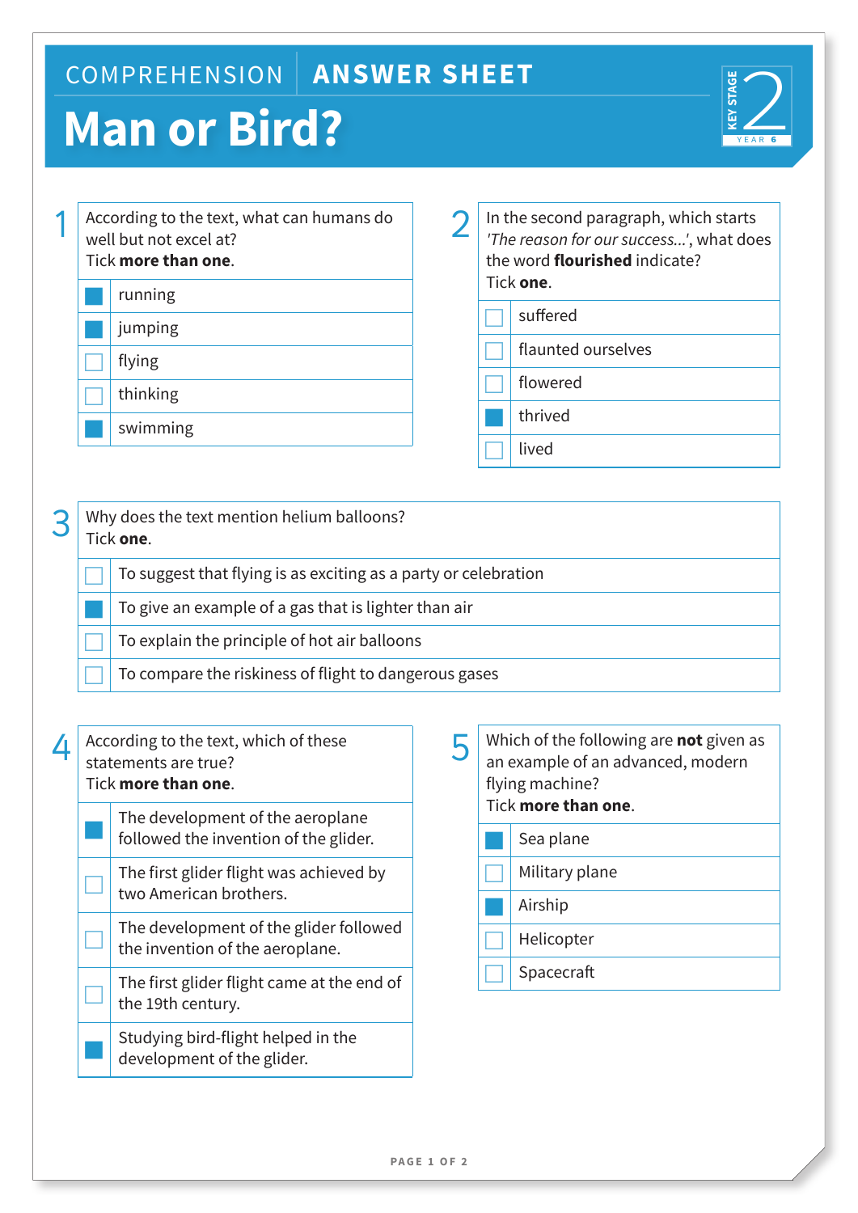# COMPREHENSION | ANSWER SHEET

# Man or Bird?

KEY STAGE 2 YEAR 6

**1** According to the text, what can humans do well but not excel at?
Tick **more than one**.

- [x] running
- [x] jumping
- [ ] flying
- [ ] thinking
- [x] swimming

**2** In the second paragraph, which starts *'The reason for our success...'*, what does the word **flourished** indicate?
Tick **one**.

- [ ] suffered
- [ ] flaunted ourselves
- [ ] flowered
- [x] thrived
- [ ] lived

**3** Why does the text mention helium balloons?
Tick **one**.

- [ ] To suggest that flying is as exciting as a party or celebration
- [x] To give an example of a gas that is lighter than air
- [ ] To explain the principle of hot air balloons
- [ ] To compare the riskiness of flight to dangerous gases

**4** According to the text, which of these statements are true?
Tick **more than one**.

- [x] The development of the aeroplane followed the invention of the glider.
- [ ] The first glider flight was achieved by two American brothers.
- [ ] The development of the glider followed the invention of the aeroplane.
- [ ] The first glider flight came at the end of the 19th century.
- [x] Studying bird-flight helped in the development of the glider.

**5** Which of the following are **not** given as an example of an advanced, modern flying machine?
Tick **more than one**.

- [x] Sea plane
- [ ] Military plane
- [x] Airship
- [ ] Helicopter
- [ ] Spacecraft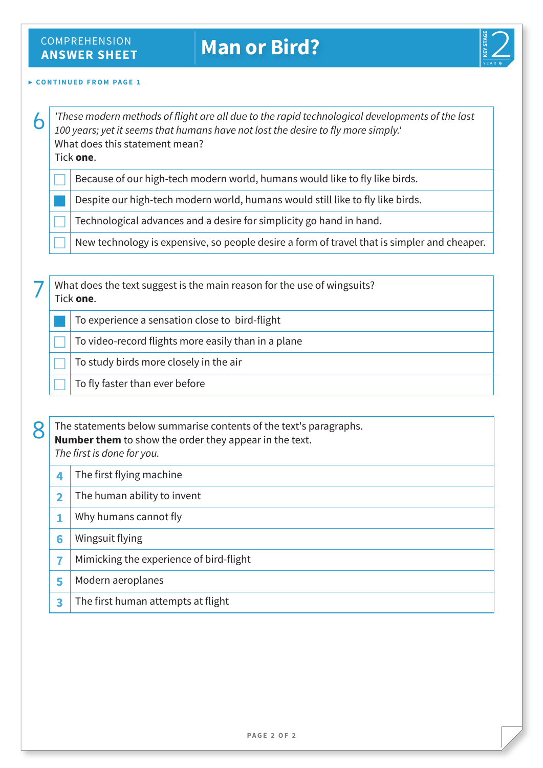COMPREHENSION
**ANSWER SHEET**

# Man or Bird?

**▸ CONTINUED FROM PAGE 1**

**6** *'These modern methods of flight are all due to the rapid technological developments of the last 100 years; yet it seems that humans have not lost the desire to fly more simply.'*
What does this statement mean?
Tick **one**.

| | |
|---|---|
| ☐ | Because of our high-tech modern world, humans would like to fly like birds. |
| ■ | Despite our high-tech modern world, humans would still like to fly like birds. |
| ☐ | Technological advances and a desire for simplicity go hand in hand. |
| ☐ | New technology is expensive, so people desire a form of travel that is simpler and cheaper. |

**7** What does the text suggest is the main reason for the use of wingsuits?
Tick **one**.

| | |
|---|---|
| ■ | To experience a sensation close to bird-flight |
| ☐ | To video-record flights more easily than in a plane |
| ☐ | To study birds more closely in the air |
| ☐ | To fly faster than ever before |

**8** The statements below summarise contents of the text's paragraphs.
**Number them** to show the order they appear in the text.
*The first is done for you.*

| | |
|---|---|
| 4 | The first flying machine |
| 2 | The human ability to invent |
| 1 | Why humans cannot fly |
| 6 | Wingsuit flying |
| 7 | Mimicking the experience of bird-flight |
| 5 | Modern aeroplanes |
| 3 | The first human attempts at flight |